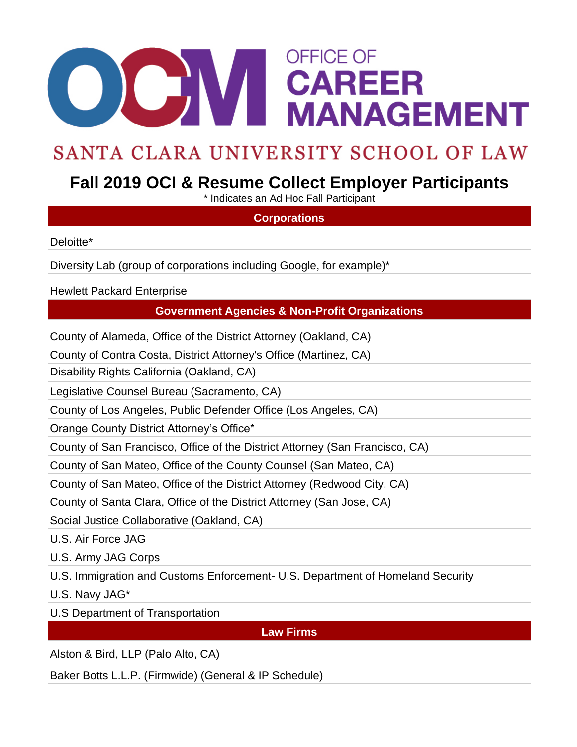OFFICE OF CAREER MANAGEMENT

SANTA CLARA UNIVERSITY SCHOOL OF LAW

# Fall 2019 OCI & Resume Collect Employer Participants

* Indicates an Ad Hoc Fall Participant

## Corporations

Deloitte*

Diversity Lab (group of corporations including Google, for example)*

Hewlett Packard Enterprise

## Government Agencies & Non-Profit Organizations

County of Alameda, Office of the District Attorney (Oakland, CA)

County of Contra Costa, District Attorney's Office (Martinez, CA)

Disability Rights California (Oakland, CA)

Legislative Counsel Bureau (Sacramento, CA)

County of Los Angeles, Public Defender Office (Los Angeles, CA)

Orange County District Attorney's Office*

County of San Francisco, Office of the District Attorney (San Francisco, CA)

County of San Mateo, Office of the County Counsel (San Mateo, CA)

County of San Mateo, Office of the District Attorney (Redwood City, CA)

County of Santa Clara, Office of the District Attorney (San Jose, CA)

Social Justice Collaborative (Oakland, CA)

U.S. Air Force JAG

U.S. Army JAG Corps

U.S. Immigration and Customs Enforcement- U.S. Department of Homeland Security

U.S. Navy JAG*

U.S Department of Transportation

## Law Firms

Alston & Bird, LLP (Palo Alto, CA)

Baker Botts L.L.P. (Firmwide) (General & IP Schedule)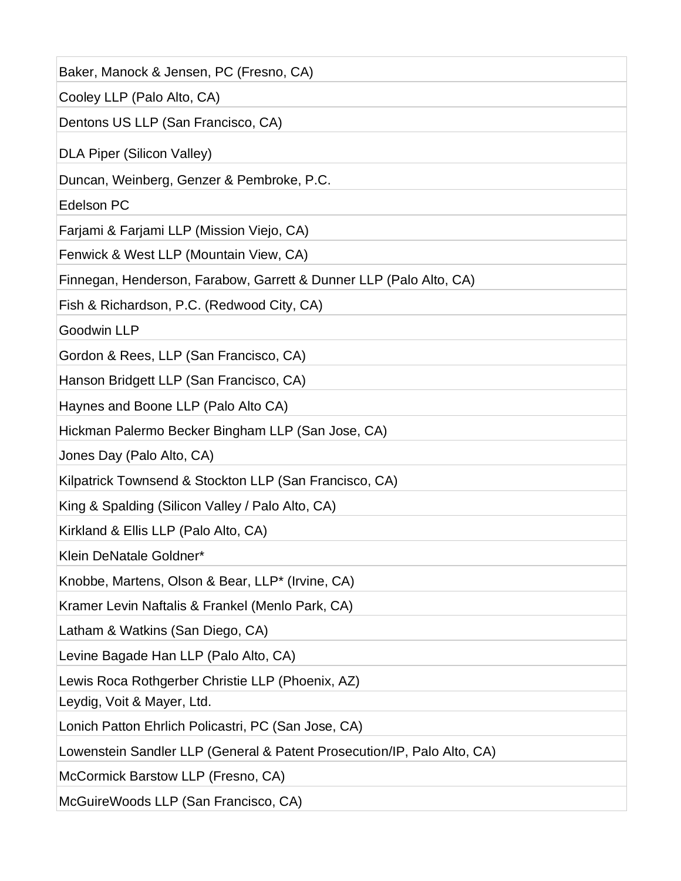| Baker, Manock & Jensen, PC (Fresno, CA) |
| --- |
| Cooley LLP (Palo Alto, CA) |
| Dentons US LLP (San Francisco, CA) |
| DLA Piper (Silicon Valley) |
| Duncan, Weinberg, Genzer & Pembroke, P.C. |
| Edelson PC |
| Farjami & Farjami LLP (Mission Viejo, CA) |
| Fenwick & West LLP (Mountain View, CA) |
| Finnegan, Henderson, Farabow, Garrett & Dunner LLP (Palo Alto, CA) |
| Fish & Richardson, P.C. (Redwood City, CA) |
| Goodwin LLP |
| Gordon & Rees, LLP (San Francisco, CA) |
| Hanson Bridgett LLP (San Francisco, CA) |
| Haynes and Boone LLP (Palo Alto CA) |
| Hickman Palermo Becker Bingham LLP (San Jose, CA) |
| Jones Day (Palo Alto, CA) |
| Kilpatrick Townsend & Stockton LLP (San Francisco, CA) |
| King & Spalding (Silicon Valley / Palo Alto, CA) |
| Kirkland & Ellis LLP (Palo Alto, CA) |
| Klein DeNatale Goldner* |
| Knobbe, Martens, Olson & Bear, LLP* (Irvine, CA) |
| Kramer Levin Naftalis & Frankel (Menlo Park, CA) |
| Latham & Watkins (San Diego, CA) |
| Levine Bagade Han LLP (Palo Alto, CA) |
| Lewis Roca Rothgerber Christie LLP (Phoenix, AZ) |
| Leydig, Voit & Mayer, Ltd. |
| Lonich Patton Ehrlich Policastri, PC (San Jose, CA) |
| Lowenstein Sandler LLP (General & Patent Prosecution/IP, Palo Alto, CA) |
| McCormick Barstow LLP (Fresno, CA) |
| McGuireWoods LLP (San Francisco, CA) |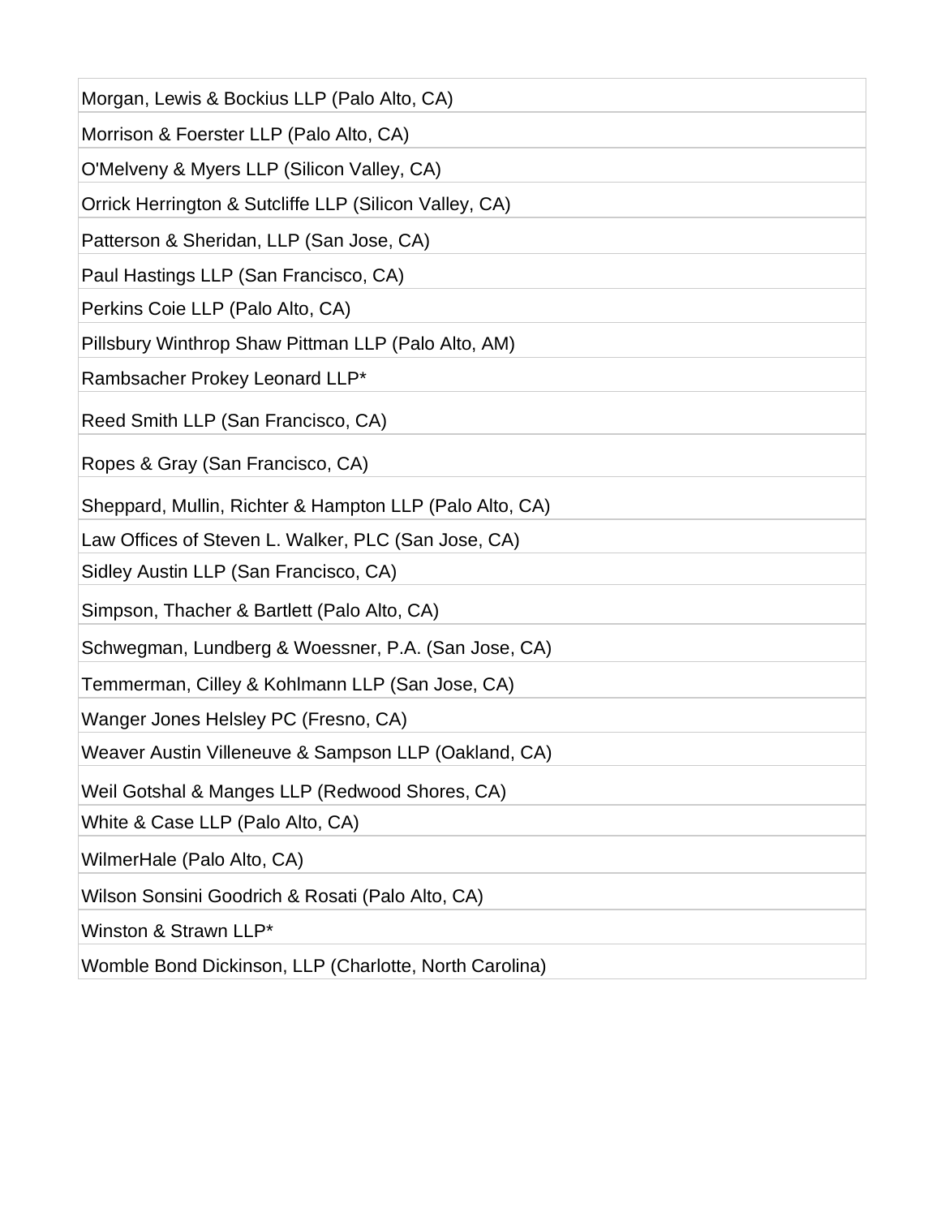| |
|---|
| Morgan, Lewis & Bockius LLP (Palo Alto, CA) |
| Morrison & Foerster LLP (Palo Alto, CA) |
| O'Melveny & Myers LLP (Silicon Valley, CA) |
| Orrick Herrington & Sutcliffe LLP (Silicon Valley, CA) |
| Patterson & Sheridan, LLP (San Jose, CA) |
| Paul Hastings LLP (San Francisco, CA) |
| Perkins Coie LLP (Palo Alto, CA) |
| Pillsbury Winthrop Shaw Pittman LLP (Palo Alto, AM) |
| Rambsacher Prokey Leonard LLP* |
| Reed Smith LLP (San Francisco, CA) |
| Ropes & Gray (San Francisco, CA) |
| Sheppard, Mullin, Richter & Hampton LLP (Palo Alto, CA) |
| Law Offices of Steven L. Walker, PLC (San Jose, CA) |
| Sidley Austin LLP (San Francisco, CA) |
| Simpson, Thacher & Bartlett (Palo Alto, CA) |
| Schwegman, Lundberg & Woessner, P.A. (San Jose, CA) |
| Temmerman, Cilley & Kohlmann LLP (San Jose, CA) |
| Wanger Jones Helsley PC (Fresno, CA) |
| Weaver Austin Villeneuve & Sampson LLP (Oakland, CA) |
| Weil Gotshal & Manges LLP (Redwood Shores, CA) |
| White & Case LLP (Palo Alto, CA) |
| WilmerHale (Palo Alto, CA) |
| Wilson Sonsini Goodrich & Rosati (Palo Alto, CA) |
| Winston & Strawn LLP* |
| Womble Bond Dickinson, LLP (Charlotte, North Carolina) |